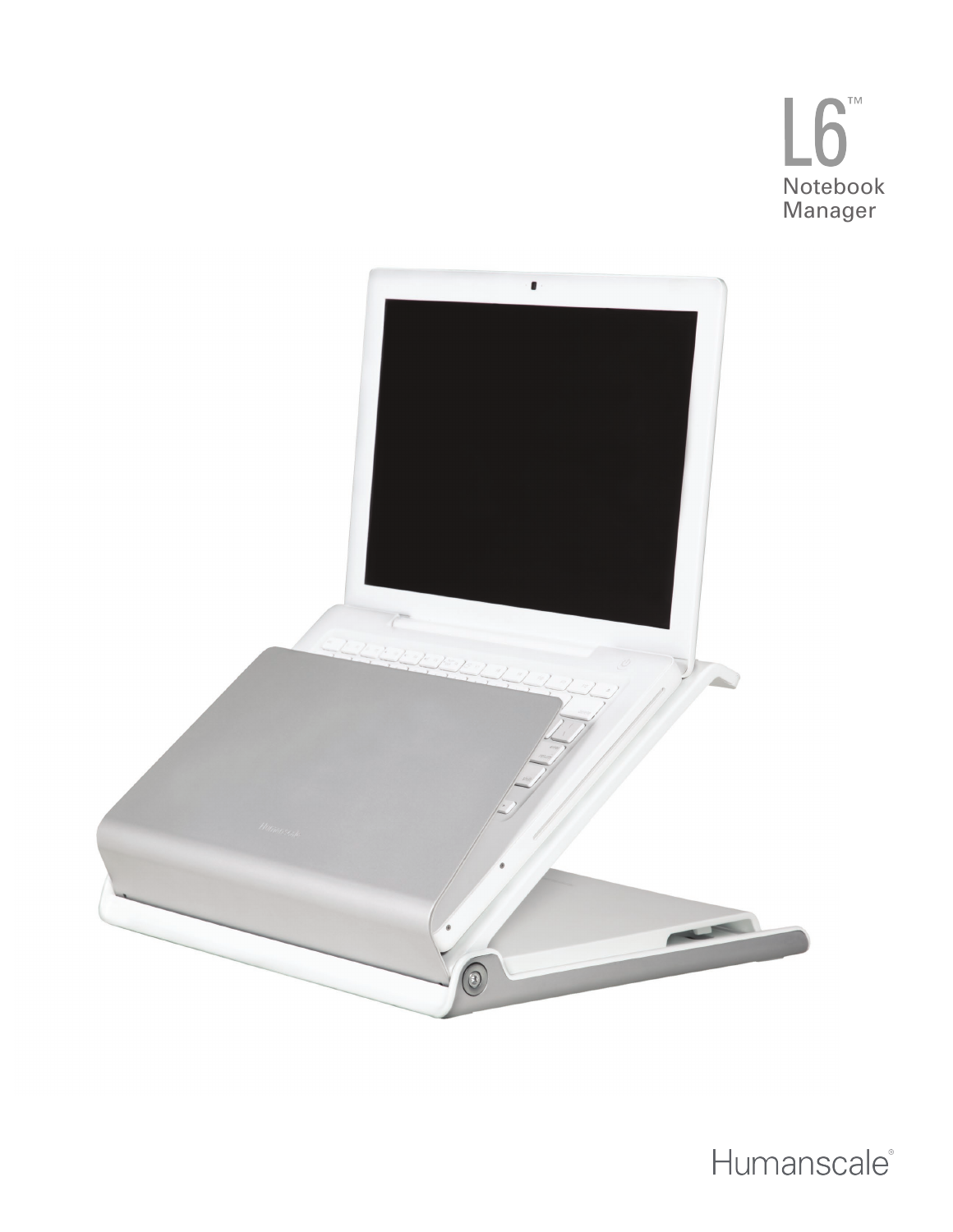# L6™

Notebook Manager

Humanscale®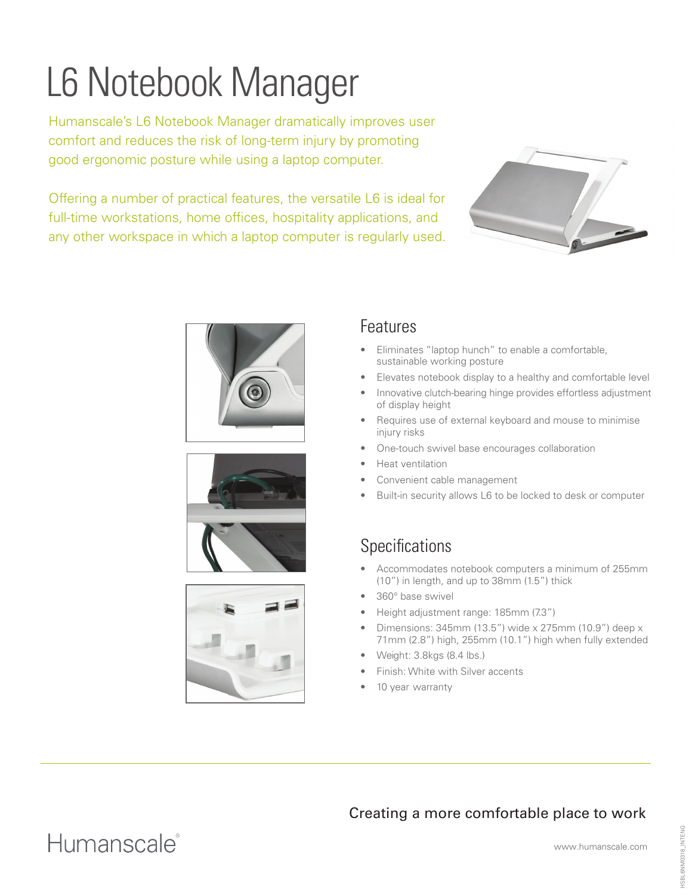# L6 Notebook Manager

Humanscale's L6 Notebook Manager dramatically improves user comfort and reduces the risk of long-term injury by promoting good ergonomic posture while using a laptop computer.

Offering a number of practical features, the versatile L6 is ideal for full-time workstations, home offices, hospitality applications, and any other workspace in which a laptop computer is regularly used.

## Features

- Eliminates "laptop hunch" to enable a comfortable, sustainable working posture
- Elevates notebook display to a healthy and comfortable level
- Innovative clutch-bearing hinge provides effortless adjustment of display height
- Requires use of external keyboard and mouse to minimise injury risks
- One-touch swivel base encourages collaboration
- Heat ventilation
- Convenient cable management
- Built-in security allows L6 to be locked to desk or computer

## Specifications

- Accommodates notebook computers a minimum of 255mm (10") in length, and up to 38mm (1.5") thick
- 360° base swivel
- Height adjustment range: 185mm (7.3")
- Dimensions: 345mm (13.5") wide x 275mm (10.9") deep x 71mm (2.8") high, 255mm (10.1") high when fully extended
- Weight: 3.8kgs (8.4 lbs.)
- Finish: White with Silver accents
- 10 year warranty

Creating a more comfortable place to work

Humanscale®

www.humanscale.com

HSBL6NM0318_INTENG